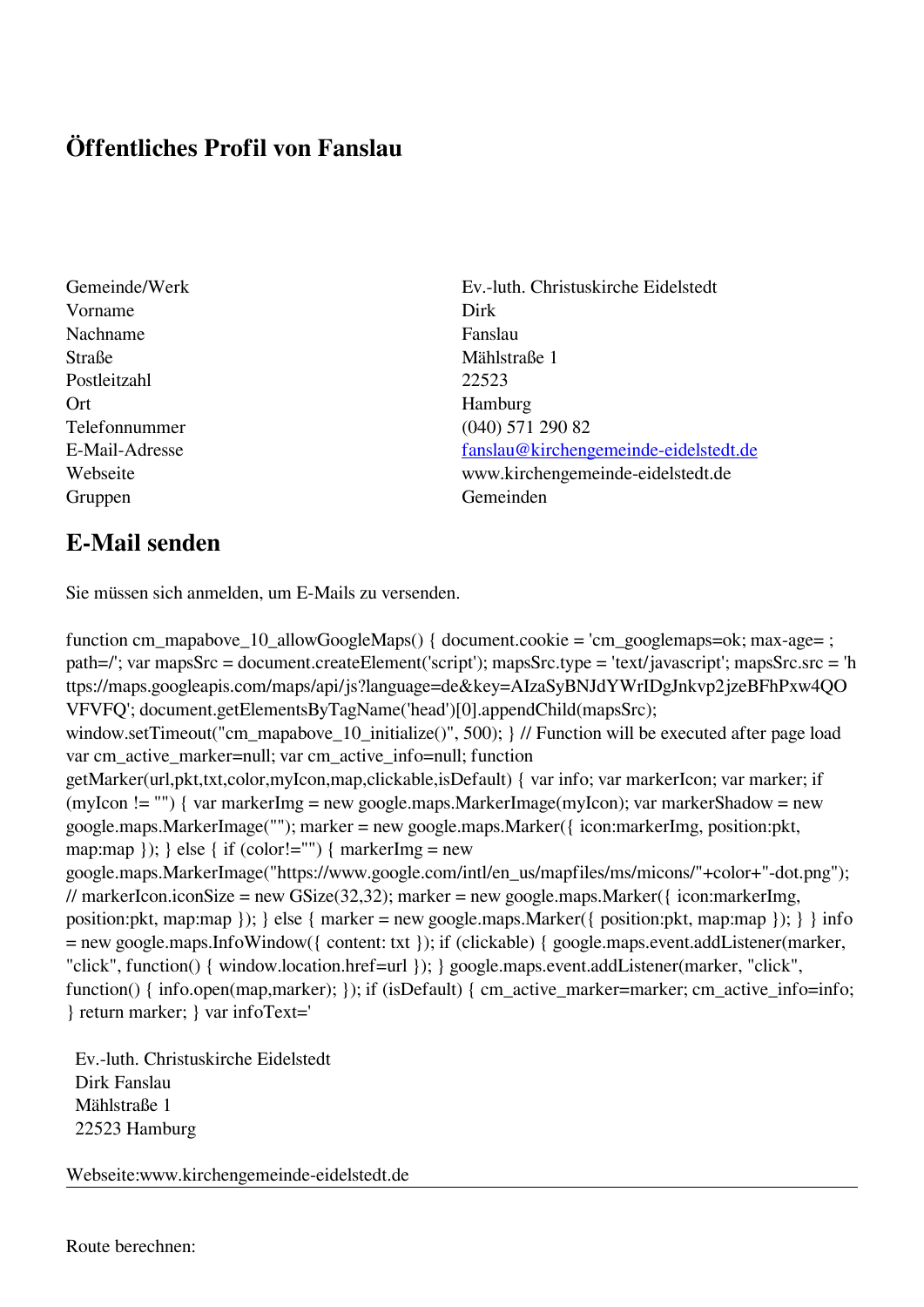# Öffentliches Profil von Fanslau

| | |
|---|---|
| Gemeinde/Werk | Ev.-luth. Christuskirche Eidelstedt |
| Vorname | Dirk |
| Nachname | Fanslau |
| Straße | Mählstraße 1 |
| Postleitzahl | 22523 |
| Ort | Hamburg |
| Telefonnummer | (040) 571 290 82 |
| E-Mail-Adresse | fanslau@kirchengemeinde-eidelstedt.de |
| Webseite | www.kirchengemeinde-eidelstedt.de |
| Gruppen | Gemeinden |

## E-Mail senden

Sie müssen sich anmelden, um E-Mails zu versenden.

```
function cm_mapabove_10_allowGoogleMaps() { document.cookie = 'cm_googlemaps=ok; max-age= ; path=/'; var mapsSrc = document.createElement('script'); mapsSrc.type = 'text/javascript'; mapsSrc.src = 'https://maps.googleapis.com/maps/api/js?language=de&key=AIzaSyBNJdYWrIDgJnkvp2jzeBFhPxw4QOVFVFQ'; document.getElementsByTagName('head')[0].appendChild(mapsSrc); window.setTimeout("cm_mapabove_10_initialize()", 500); } // Function will be executed after page load var cm_active_marker=null; var cm_active_info=null; function getMarker(url,pkt,txt,color,myIcon,map,clickable,isDefault) { var info; var markerIcon; var marker; if (myIcon != "") { var markerImg = new google.maps.MarkerImage(myIcon); var markerShadow = new google.maps.MarkerImage(""); marker = new google.maps.Marker({ icon:markerImg, position:pkt, map:map }); } else { if (color!="") { markerImg = new google.maps.MarkerImage("https://www.google.com/intl/en_us/mapfiles/ms/micons/"+color+"-dot.png"); // markerIcon.iconSize = new GSize(32,32); marker = new google.maps.Marker({ icon:markerImg, position:pkt, map:map }); } else { marker = new google.maps.Marker({ position:pkt, map:map }); } } info = new google.maps.InfoWindow({ content: txt }); if (clickable) { google.maps.event.addListener(marker, "click", function() { window.location.href=url }); } google.maps.event.addListener(marker, "click", function() { info.open(map,marker); }); if (isDefault) { cm_active_marker=marker; cm_active_info=info; } return marker; } var infoText='
```

Ev.-luth. Christuskirche Eidelstedt
Dirk Fanslau
Mählstraße 1
22523 Hamburg

Webseite:www.kirchengemeinde-eidelstedt.de

---

Route berechnen: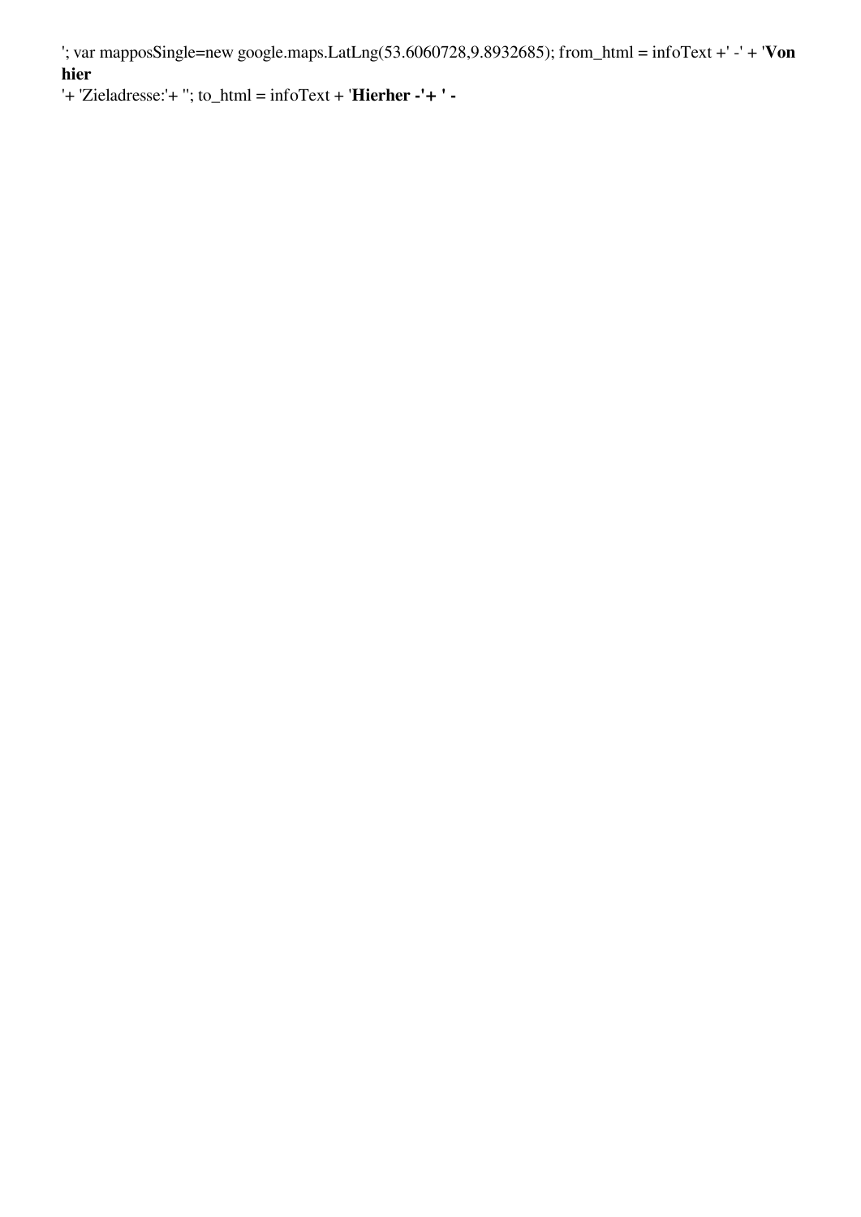'; var mapposSingle=new google.maps.LatLng(53.6060728,9.8932685); from_html = infoText +' -' + '**Von hier**

'+ 'Zieladresse:'+ ''; to_html = infoText + '**Hierher -'+ ' -**